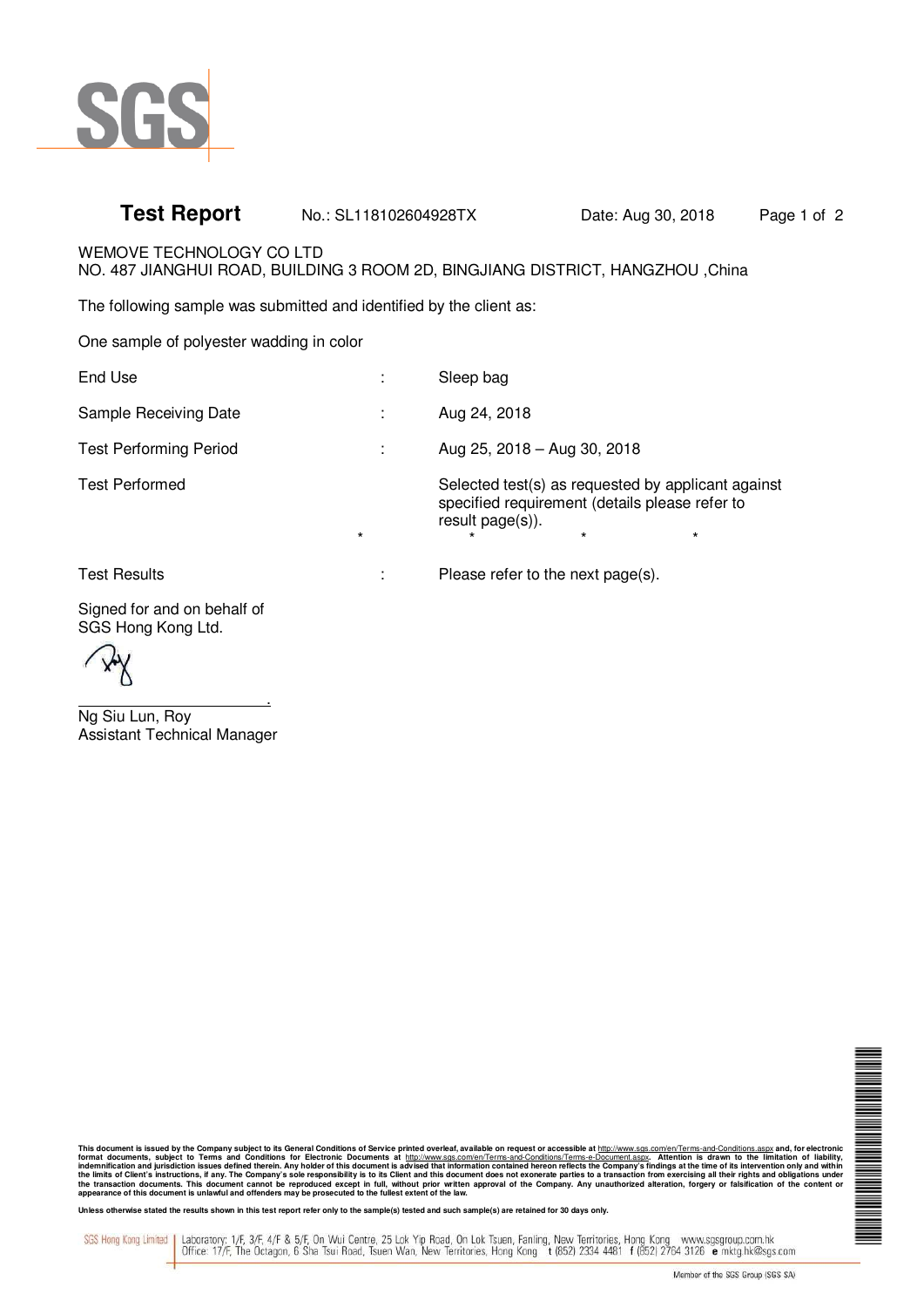SGS

**Test Report** No.: SL118102604928TX Date: Aug 30, 2018

WEMOVE TECHNOLOGY CO LTD
NO. 487 JIANGHUI ROAD, BUILDING 3 ROOM 2D, BINGJIANG DISTRICT, HANGZHOU ,China

The following sample was submitted and identified by the client as:

One sample of polyester wadding in color

| | | |
|---|---|---|
| End Use | : | Sleep bag |
| Sample Receiving Date | : | Aug 24, 2018 |
| Test Performing Period | : | Aug 25, 2018 – Aug 30, 2018 |
| Test Performed | | Selected test(s) as requested by applicant against specified requirement (details please refer to result page(s)). |

\* \* \* \*

| | | |
|---|---|---|
| Test Results | : | Please refer to the next page(s). |

Signed for and on behalf of
SGS Hong Kong Ltd.

Ng Siu Lun, Roy
Assistant Technical Manager

**This document is issued by the Company subject to its General Conditions of Service printed overleaf, available on request or accessible at http://www.sgs.com/en/Terms-and-Conditions.aspx and, for electronic format documents, subject to Terms and Conditions for Electronic Documents at http://www.sgs.com/en/Terms-and-Conditions/Terms-e-Document.aspx. Attention is drawn to the limitation of liability, indemnification and jurisdiction issues defined therein. Any holder of this document is advised that information contained hereon reflects the Company's findings at the time of its intervention only and within the limits of Client's instructions, if any. The Company's sole responsibility is to its Client and this document does not exonerate parties to a transaction from exercising all their rights and obligations under the transaction documents. This document cannot be reproduced except in full, without prior written approval of the Company. Any unauthorized alteration, forgery or falsification of the content or appearance of this document is unlawful and offenders may be prosecuted to the fullest extent of the law.**

**Unless otherwise stated the results shown in this test report refer only to the sample(s) tested and such sample(s) are retained for 30 days only.**

SGS Hong Kong Limited | Laboratory: 1/F, 3/F, 4/F & 5/F, On Wui Centre, 25 Lok Yip Road, On Lok Tsuen, Fanling, New Territories, Hong Kong www.sgsgroup.com.hk
Office: 17/F, The Octagon, 6 Sha Tsui Road, Tsuen Wan, New Territories, Hong Kong t (852) 2334 4481 f (852) 2764 3126 e mktg.hk@sgs.com

Member of the SGS Group (SGS SA)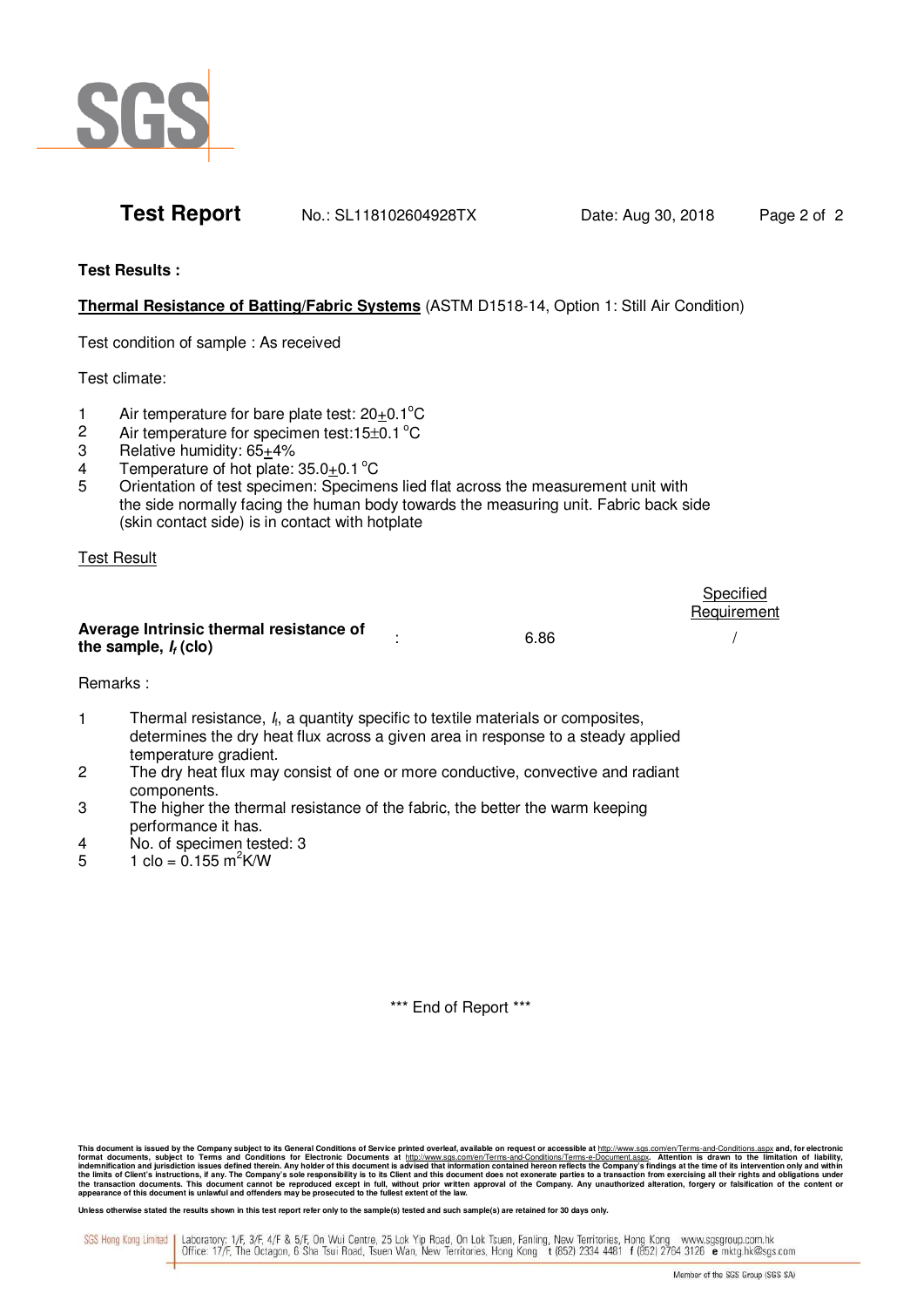**Test Report** No.: SL118102604928TX Date: Aug 30, 2018

**Test Results :**

**Thermal Resistance of Batting/Fabric Systems** (ASTM D1518-14, Option 1: Still Air Condition)

Test condition of sample : As received

Test climate:

1. Air temperature for bare plate test: 20±0.1°C
2. Air temperature for specimen test:15±0.1 °C
3. Relative humidity: 65±4%
4. Temperature of hot plate: 35.0±0.1 °C
5. Orientation of test specimen: Specimens lied flat across the measurement unit with the side normally facing the human body towards the measuring unit. Fabric back side (skin contact side) is in contact with hotplate

Test Result

| | | | Specified Requirement |
|---|---|---|---|
| **Average Intrinsic thermal resistance of the sample, $I_f$ (clo)** | : | 6.86 | / |

Remarks :

1. Thermal resistance, $I_f$, a quantity specific to textile materials or composites, determines the dry heat flux across a given area in response to a steady applied temperature gradient.
2. The dry heat flux may consist of one or more conductive, convective and radiant components.
3. The higher the thermal resistance of the fabric, the better the warm keeping performance it has.
4. No. of specimen tested: 3
5. 1 clo = 0.155 $m^2$K/W

*** End of Report ***

This document is issued by the Company subject to its General Conditions of Service printed overleaf, available on request or accessible at http://www.sgs.com/en/Terms-and-Conditions.aspx and, for electronic format documents, subject to Terms and Conditions for Electronic Documents at http://www.sgs.com/en/Terms-and-Conditions/Terms-e-Document.aspx. Attention is drawn to the limitation of liability, indemnification and jurisdiction issues defined therein. Any holder of this document is advised that information contained hereon reflects the Company's findings at the time of its intervention only and within the limits of Client's instructions, if any. The Company's sole responsibility is to its Client and this document does not exonerate parties to a transaction from exercising all their rights and obligations under the transaction documents. This document cannot be reproduced except in full, without prior written approval of the Company. Any unauthorized alteration, forgery or falsification of the content or appearance of this document is unlawful and offenders may be prosecuted to the fullest extent of the law.

Unless otherwise stated the results shown in this test report refer only to the sample(s) tested and such sample(s) are retained for 30 days only.

SGS Hong Kong Limited | Laboratory: 1/F, 3/F, 4/F & 5/F, On Wui Centre, 25 Lok Yip Road, On Lok Tsuen, Fanling, New Territories, Hong Kong www.sgsgroup.com.hk
Office: 17/F, The Octagon, 6 Sha Tsui Road, Tsuen Wan, New Territories, Hong Kong t (852) 2334 4481 f (852) 2764 3126 e mktg.hk@sgs.com

Member of the SGS Group (SGS SA)